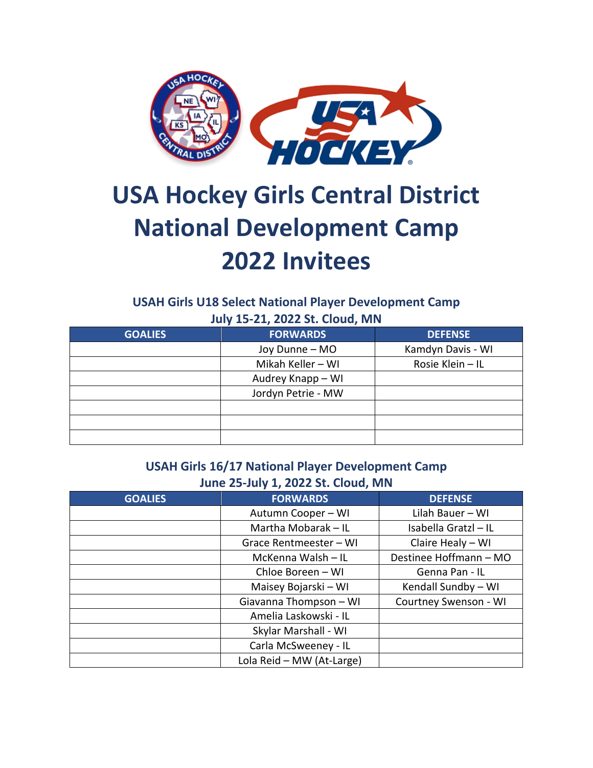# USA Hockey Girls Central District National Development Camp 2022 Invitees

### USAH Girls U18 Select National Player Development Camp
### July 15-21, 2022 St. Cloud, MN

| GOALIES | FORWARDS | DEFENSE |
|---|---|---|
| | Joy Dunne – MO | Kamdyn Davis - WI |
| | Mikah Keller – WI | Rosie Klein – IL |
| | Audrey Knapp – WI | |
| | Jordyn Petrie - MW | |
| | | |
| | | |
| | | |

### USAH Girls 16/17 National Player Development Camp
### June 25-July 1, 2022 St. Cloud, MN

| GOALIES | FORWARDS | DEFENSE |
|---|---|---|
| | Autumn Cooper – WI | Lilah Bauer – WI |
| | Martha Mobarak – IL | Isabella Gratzl – IL |
| | Grace Rentmeester – WI | Claire Healy – WI |
| | McKenna Walsh – IL | Destinee Hoffmann – MO |
| | Chloe Boreen – WI | Genna Pan - IL |
| | Maisey Bojarski – WI | Kendall Sundby – WI |
| | Giavanna Thompson – WI | Courtney Swenson - WI |
| | Amelia Laskowski - IL | |
| | Skylar Marshall - WI | |
| | Carla McSweeney - IL | |
| | Lola Reid – MW (At-Large) | |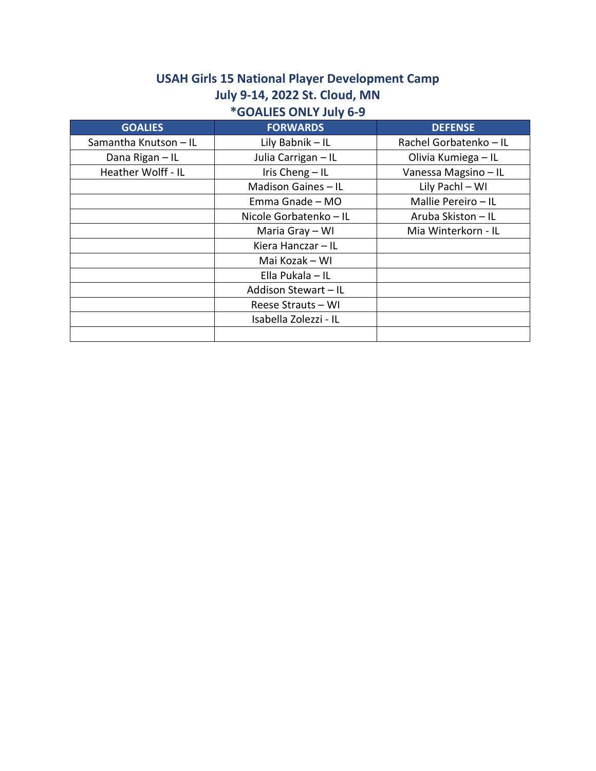## USAH Girls 15 National Player Development Camp
## July 9-14, 2022 St. Cloud, MN
## *GOALIES ONLY July 6-9

| GOALIES | FORWARDS | DEFENSE |
|---|---|---|
| Samantha Knutson – IL | Lily Babnik – IL | Rachel Gorbatenko – IL |
| Dana Rigan – IL | Julia Carrigan – IL | Olivia Kumiega – IL |
| Heather Wolff - IL | Iris Cheng – IL | Vanessa Magsino – IL |
| | Madison Gaines – IL | Lily Pachl – WI |
| | Emma Gnade – MO | Mallie Pereiro – IL |
| | Nicole Gorbatenko – IL | Aruba Skiston – IL |
| | Maria Gray – WI | Mia Winterkorn - IL |
| | Kiera Hanczar – IL | |
| | Mai Kozak – WI | |
| | Ella Pukala – IL | |
| | Addison Stewart – IL | |
| | Reese Strauts – WI | |
| | Isabella Zolezzi - IL | |
| | | |